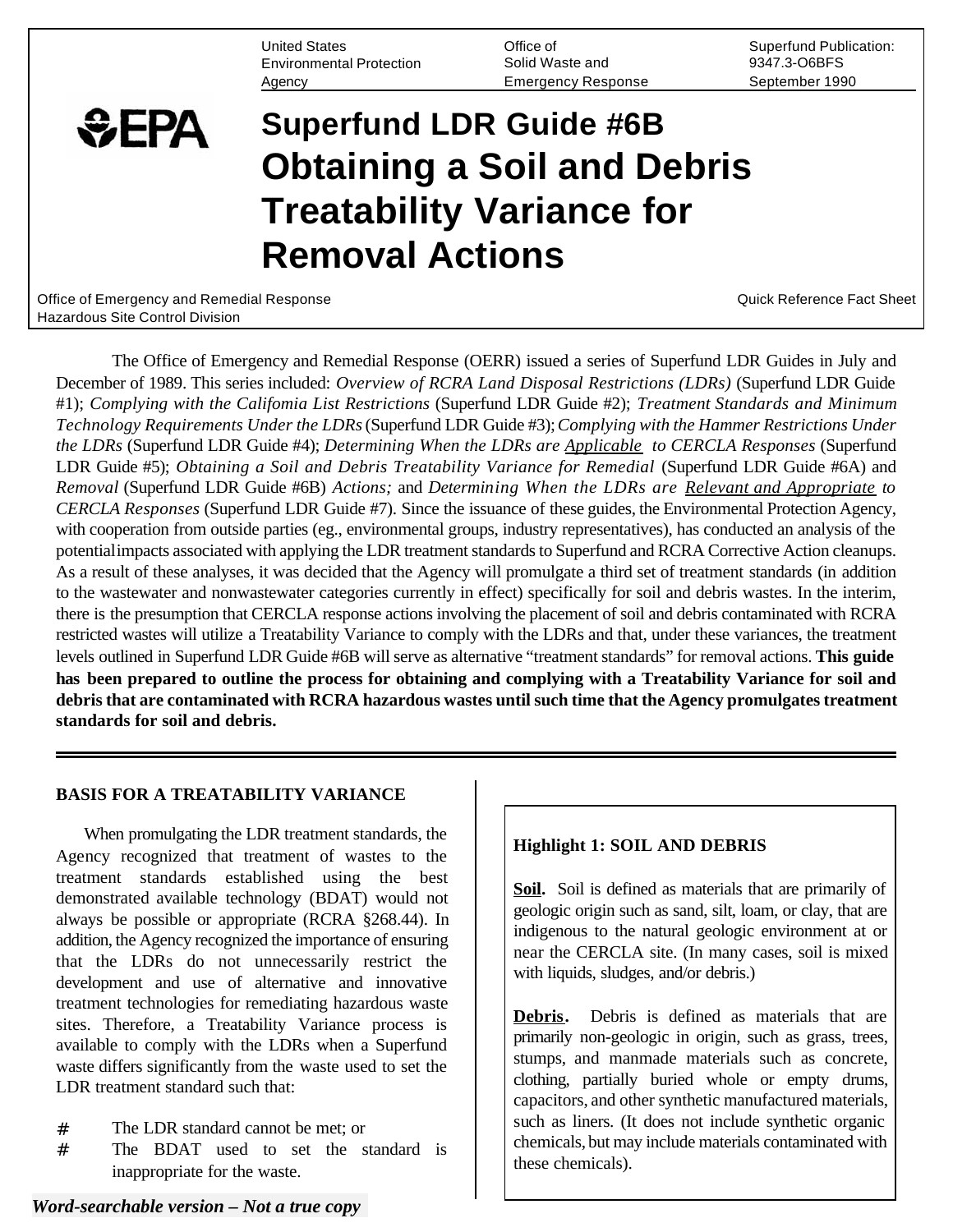United States Environmental Protection Agency | Office of Solid Waste and Emergency Response | Superfund Publication: 9347.3-O6BFS September 1990

# Superfund LDR Guide #6B Obtaining a Soil and Debris Treatability Variance for Removal Actions

Office of Emergency and Remedial Response
Hazardous Site Control Division

Quick Reference Fact Sheet

The Office of Emergency and Remedial Response (OERR) issued a series of Superfund LDR Guides in July and December of 1989. This series included: *Overview of RCRA Land Disposal Restrictions (LDRs)* (Superfund LDR Guide #1); *Complying with the Califomia List Restrictions* (Superfund LDR Guide #2); *Treatment Standards and Minimum Technology Requirements Under the LDRs* (Superfund LDR Guide #3); *Complying with the Hammer Restrictions Under the LDRs* (Superfund LDR Guide #4); *Determining When the LDRs are* <u>*Applicable*</u> *to CERCLA Responses* (Superfund LDR Guide #5); *Obtaining a Soil and Debris Treatability Variance for Remedial* (Superfund LDR Guide #6A) and *Removal* (Superfund LDR Guide #6B) *Actions;* and *Determining When the LDRs are* <u>*Relevant and Appropriate*</u> *to CERCLA Responses* (Superfund LDR Guide #7). Since the issuance of these guides, the Environmental Protection Agency, with cooperation from outside parties (eg., environmental groups, industry representatives), has conducted an analysis of the potential impacts associated with applying the LDR treatment standards to Superfund and RCRA Corrective Action cleanups. As a result of these analyses, it was decided that the Agency will promulgate a third set of treatment standards (in addition to the wastewater and nonwastewater categories currently in effect) specifically for soil and debris wastes. In the interim, there is the presumption that CERCLA response actions involving the placement of soil and debris contaminated with RCRA restricted wastes will utilize a Treatability Variance to comply with the LDRs and that, under these variances, the treatment levels outlined in Superfund LDR Guide #6B will serve as alternative "treatment standards" for removal actions. **This guide has been prepared to outline the process for obtaining and complying with a Treatability Variance for soil and debris that are contaminated with RCRA hazardous wastes until such time that the Agency promulgates treatment standards for soil and debris.**

## BASIS FOR A TREATABILITY VARIANCE

When promulgating the LDR treatment standards, the Agency recognized that treatment of wastes to the treatment standards established using the best demonstrated available technology (BDAT) would not always be possible or appropriate (RCRA §268.44). In addition, the Agency recognized the importance of ensuring that the LDRs do not unnecessarily restrict the development and use of alternative and innovative treatment technologies for remediating hazardous waste sites. Therefore, a Treatability Variance process is available to comply with the LDRs when a Superfund waste differs significantly from the waste used to set the LDR treatment standard such that:

- The LDR standard cannot be met; or
- The BDAT used to set the standard is inappropriate for the waste.

**Highlight 1: SOIL AND DEBRIS**

**<u>Soil</u>.** Soil is defined as materials that are primarily of geologic origin such as sand, silt, loam, or clay, that are indigenous to the natural geologic environment at or near the CERCLA site. (In many cases, soil is mixed with liquids, sludges, and/or debris.)

**<u>Debris</u>.** Debris is defined as materials that are primarily non-geologic in origin, such as grass, trees, stumps, and manmade materials such as concrete, clothing, partially buried whole or empty drums, capacitors, and other synthetic manufactured materials, such as liners. (It does not include synthetic organic chemicals, but may include materials contaminated with these chemicals).

***Word-searchable version – Not a true copy***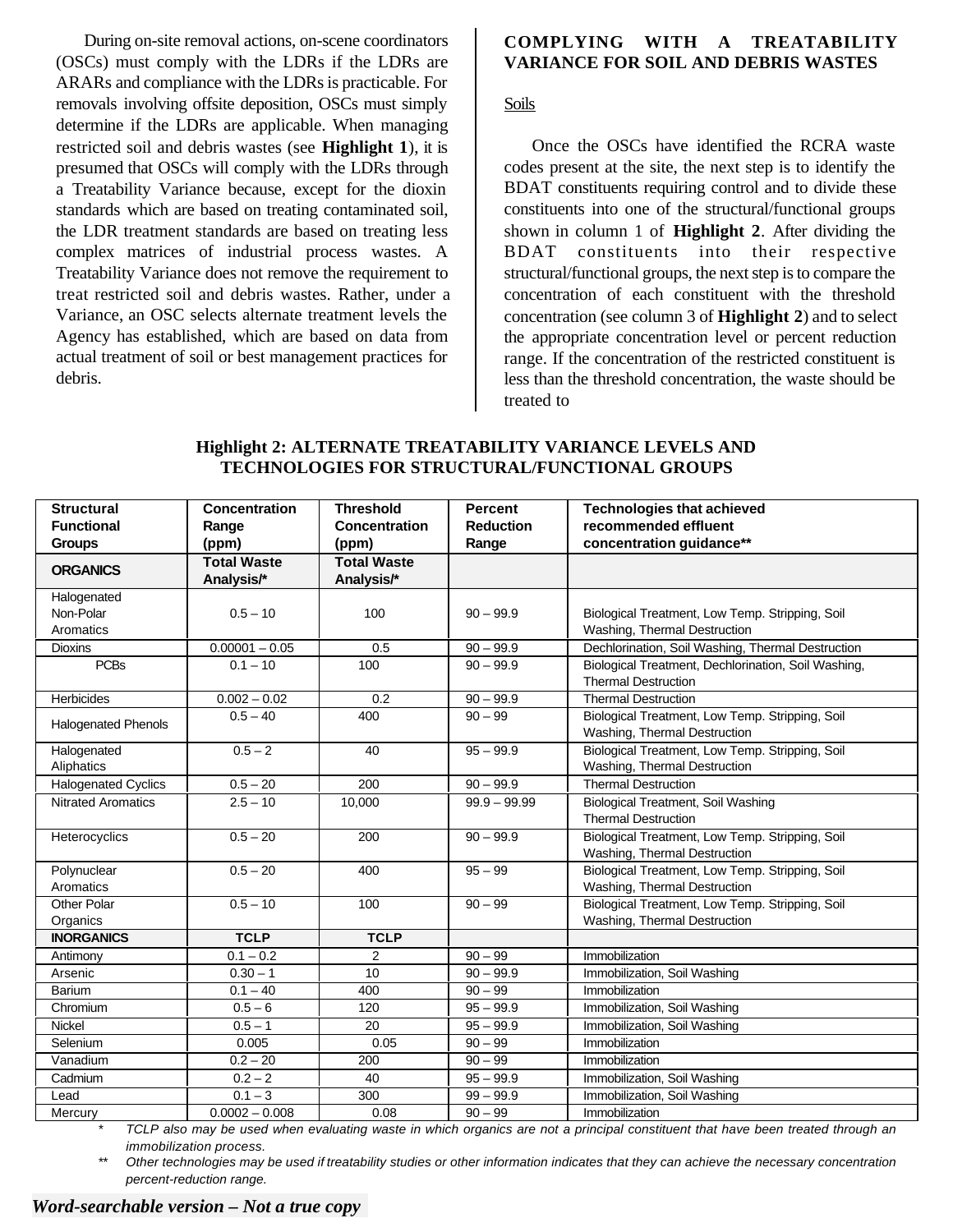During on-site removal actions, on-scene coordinators (OSCs) must comply with the LDRs if the LDRs are ARARs and compliance with the LDRs is practicable. For removals involving offsite deposition, OSCs must simply determine if the LDRs are applicable. When managing restricted soil and debris wastes (see **Highlight 1**), it is presumed that OSCs will comply with the LDRs through a Treatability Variance because, except for the dioxin standards which are based on treating contaminated soil, the LDR treatment standards are based on treating less complex matrices of industrial process wastes. A Treatability Variance does not remove the requirement to treat restricted soil and debris wastes. Rather, under a Variance, an OSC selects alternate treatment levels the Agency has established, which are based on data from actual treatment of soil or best management practices for debris.

## COMPLYING WITH A TREATABILITY VARIANCE FOR SOIL AND DEBRIS WASTES

Soils

Once the OSCs have identified the RCRA waste codes present at the site, the next step is to identify the BDAT constituents requiring control and to divide these constituents into one of the structural/functional groups shown in column 1 of **Highlight 2**. After dividing the BDAT constituents into their respective structural/functional groups, the next step is to compare the concentration of each constituent with the threshold concentration (see column 3 of **Highlight 2**) and to select the appropriate concentration level or percent reduction range. If the concentration of the restricted constituent is less than the threshold concentration, the waste should be treated to

### Highlight 2: ALTERNATE TREATABILITY VARIANCE LEVELS AND TECHNOLOGIES FOR STRUCTURAL/FUNCTIONAL GROUPS

| Structural Functional Groups | Concentration Range (ppm) | Threshold Concentration (ppm) | Percent Reduction Range | Technologies that achieved recommended effluent concentration guidance** |
|---|---|---|---|---|
| **ORGANICS** | **Total Waste Analysis/*** | **Total Waste Analysis/*** | | |
| Halogenated Non-Polar Aromatics | 0.5 – 10 | 100 | 90 – 99.9 | Biological Treatment, Low Temp. Stripping, Soil Washing, Thermal Destruction |
| Dioxins | 0.00001 – 0.05 | 0.5 | 90 – 99.9 | Dechlorination, Soil Washing, Thermal Destruction |
| PCBs | 0.1 – 10 | 100 | 90 – 99.9 | Biological Treatment, Dechlorination, Soil Washing, Thermal Destruction |
| Herbicides | 0.002 – 0.02 | 0.2 | 90 – 99.9 | Thermal Destruction |
| Halogenated Phenols | 0.5 – 40 | 400 | 90 – 99 | Biological Treatment, Low Temp. Stripping, Soil Washing, Thermal Destruction |
| Halogenated Aliphatics | 0.5 – 2 | 40 | 95 – 99.9 | Biological Treatment, Low Temp. Stripping, Soil Washing, Thermal Destruction |
| Halogenated Cyclics | 0.5 – 20 | 200 | 90 – 99.9 | Thermal Destruction |
| Nitrated Aromatics | 2.5 – 10 | 10,000 | 99.9 – 99.99 | Biological Treatment, Soil Washing Thermal Destruction |
| Heterocyclics | 0.5 – 20 | 200 | 90 – 99.9 | Biological Treatment, Low Temp. Stripping, Soil Washing, Thermal Destruction |
| Polynuclear Aromatics | 0.5 – 20 | 400 | 95 – 99 | Biological Treatment, Low Temp. Stripping, Soil Washing, Thermal Destruction |
| Other Polar Organics | 0.5 – 10 | 100 | 90 – 99 | Biological Treatment, Low Temp. Stripping, Soil Washing, Thermal Destruction |
| **INORGANICS** | **TCLP** | **TCLP** | | |
| Antimony | 0.1 – 0.2 | 2 | 90 – 99 | Immobilization |
| Arsenic | 0.30 – 1 | 10 | 90 – 99.9 | Immobilization, Soil Washing |
| Barium | 0.1 – 40 | 400 | 90 – 99 | Immobilization |
| Chromium | 0.5 – 6 | 120 | 95 – 99.9 | Immobilization, Soil Washing |
| Nickel | 0.5 – 1 | 20 | 95 – 99.9 | Immobilization, Soil Washing |
| Selenium | 0.005 | 0.05 | 90 – 99 | Immobilization |
| Vanadium | 0.2 – 20 | 200 | 90 – 99 | Immobilization |
| Cadmium | 0.2 – 2 | 40 | 95 – 99.9 | Immobilization, Soil Washing |
| Lead | 0.1 – 3 | 300 | 99 – 99.9 | Immobilization, Soil Washing |
| Mercury | 0.0002 – 0.008 | 0.08 | 90 – 99 | Immobilization |

\* *TCLP also may be used when evaluating waste in which organics are not a principal constituent that have been treated through an immobilization process.*

\*\* *Other technologies may be used if treatability studies or other information indicates that they can achieve the necessary concentration percent-reduction range.*

***Word-searchable version – Not a true copy***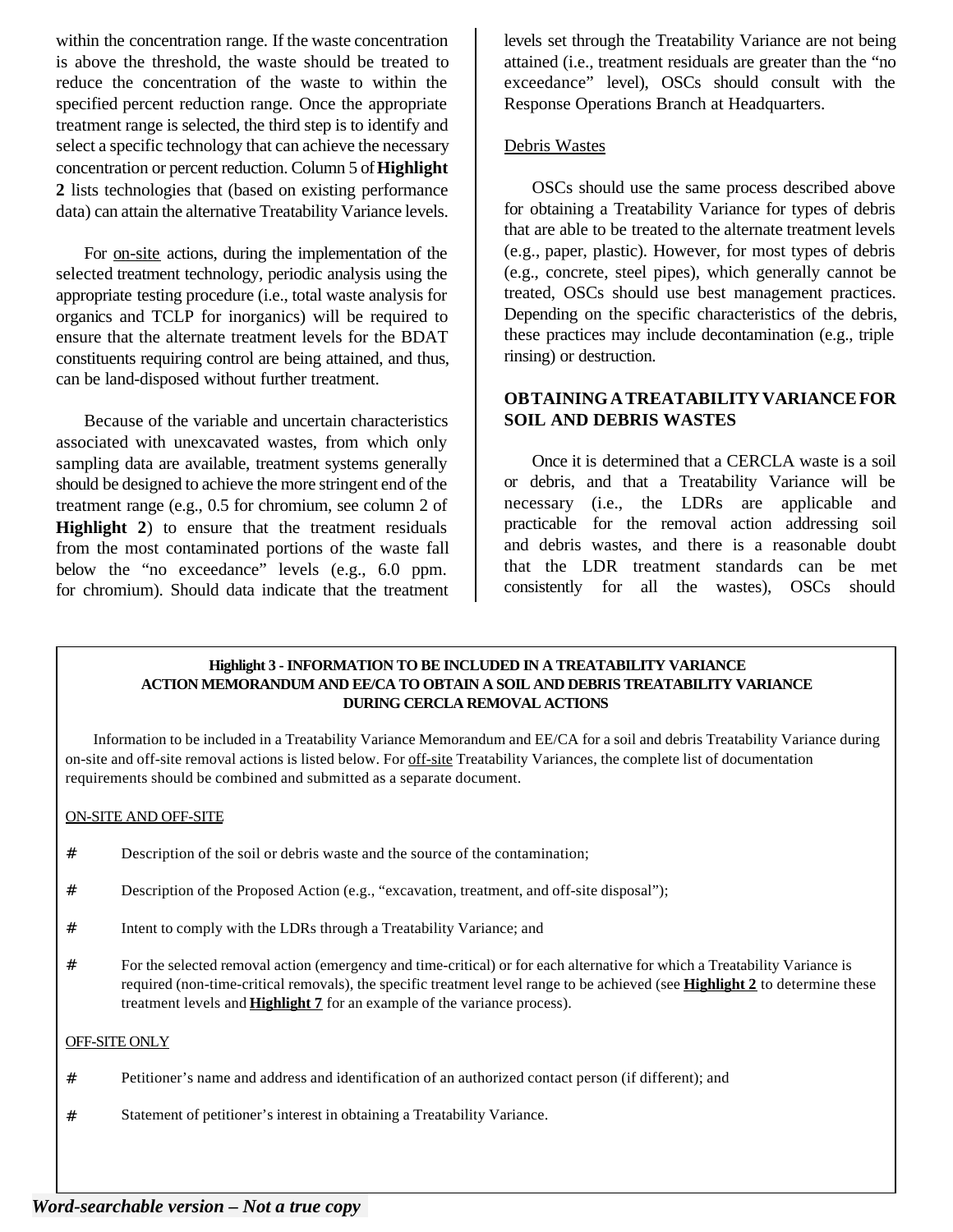within the concentration range. If the waste concentration is above the threshold, the waste should be treated to reduce the concentration of the waste to within the specified percent reduction range. Once the appropriate treatment range is selected, the third step is to identify and select a specific technology that can achieve the necessary concentration or percent reduction. Column 5 of **Highlight 2** lists technologies that (based on existing performance data) can attain the alternative Treatability Variance levels.

For on-site actions, during the implementation of the selected treatment technology, periodic analysis using the appropriate testing procedure (i.e., total waste analysis for organics and TCLP for inorganics) will be required to ensure that the alternate treatment levels for the BDAT constituents requiring control are being attained, and thus, can be land-disposed without further treatment.

Because of the variable and uncertain characteristics associated with unexcavated wastes, from which only sampling data are available, treatment systems generally should be designed to achieve the more stringent end of the treatment range (e.g., 0.5 for chromium, see column 2 of **Highlight 2**) to ensure that the treatment residuals from the most contaminated portions of the waste fall below the "no exceedance" levels (e.g., 6.0 ppm. for chromium). Should data indicate that the treatment levels set through the Treatability Variance are not being attained (i.e., treatment residuals are greater than the "no exceedance" level), OSCs should consult with the Response Operations Branch at Headquarters.

Debris Wastes

OSCs should use the same process described above for obtaining a Treatability Variance for types of debris that are able to be treated to the alternate treatment levels (e.g., paper, plastic). However, for most types of debris (e.g., concrete, steel pipes), which generally cannot be treated, OSCs should use best management practices. Depending on the specific characteristics of the debris, these practices may include decontamination (e.g., triple rinsing) or destruction.

## OBTAINING A TREATABILITY VARIANCE FOR SOIL AND DEBRIS WASTES

Once it is determined that a CERCLA waste is a soil or debris, and that a Treatability Variance will be necessary (i.e., the LDRs are applicable and practicable for the removal action addressing soil and debris wastes, and there is a reasonable doubt that the LDR treatment standards can be met consistently for all the wastes), OSCs should

**Highlight 3 - INFORMATION TO BE INCLUDED IN A TREATABILITY VARIANCE ACTION MEMORANDUM AND EE/CA TO OBTAIN A SOIL AND DEBRIS TREATABILITY VARIANCE DURING CERCLA REMOVAL ACTIONS**

Information to be included in a Treatability Variance Memorandum and EE/CA for a soil and debris Treatability Variance during on-site and off-site removal actions is listed below. For off-site Treatability Variances, the complete list of documentation requirements should be combined and submitted as a separate document.

ON-SITE AND OFF-SITE

- Description of the soil or debris waste and the source of the contamination;
- Description of the Proposed Action (e.g., "excavation, treatment, and off-site disposal");
- Intent to comply with the LDRs through a Treatability Variance; and
- For the selected removal action (emergency and time-critical) or for each alternative for which a Treatability Variance is required (non-time-critical removals), the specific treatment level range to be achieved (see **Highlight 2** to determine these treatment levels and **Highlight 7** for an example of the variance process).

OFF-SITE ONLY

- Petitioner's name and address and identification of an authorized contact person (if different); and
- Statement of petitioner's interest in obtaining a Treatability Variance.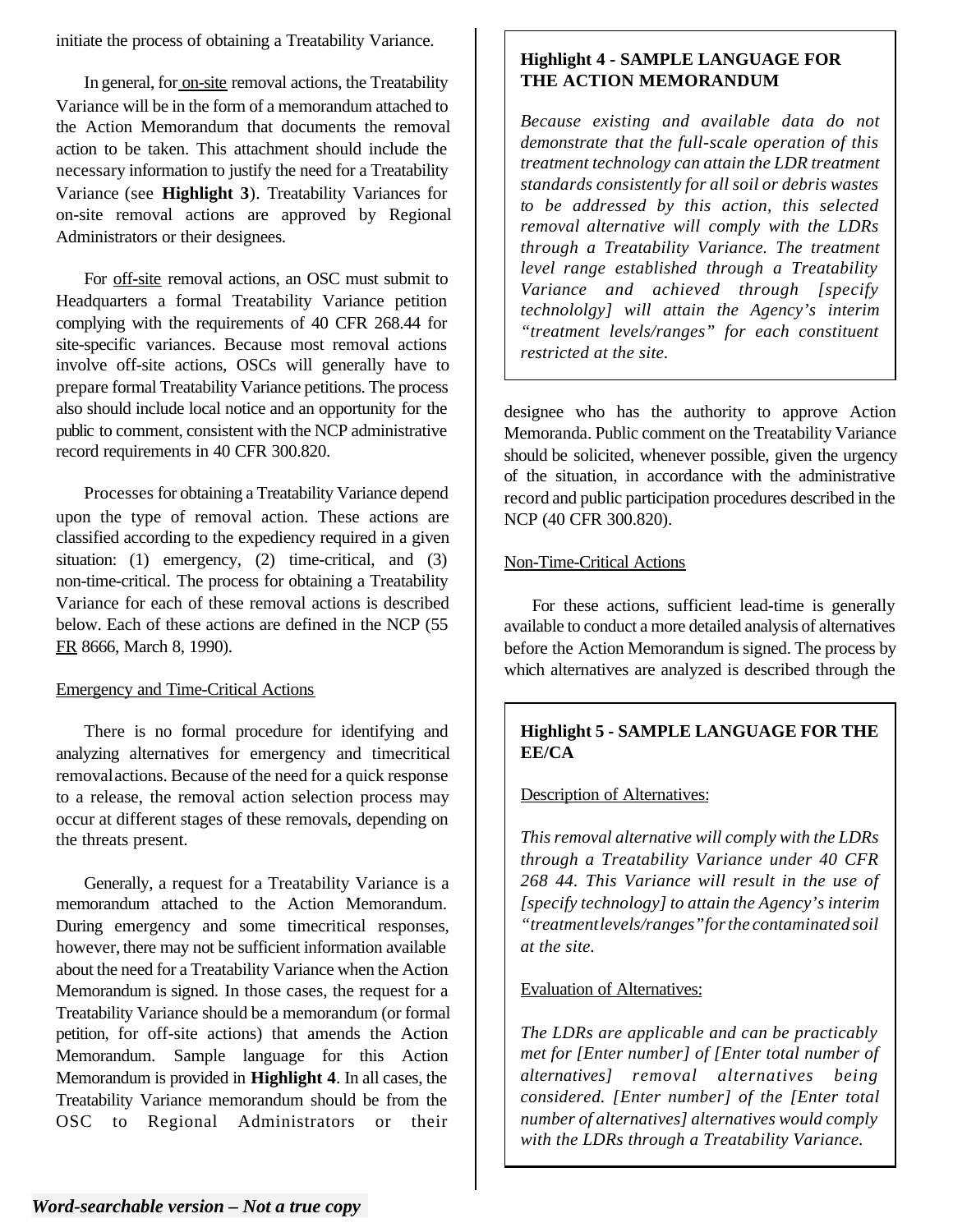initiate the process of obtaining a Treatability Variance.

In general, for on-site removal actions, the Treatability Variance will be in the form of a memorandum attached to the Action Memorandum that documents the removal action to be taken. This attachment should include the necessary information to justify the need for a Treatability Variance (see **Highlight 3**). Treatability Variances for on-site removal actions are approved by Regional Administrators or their designees.

For off-site removal actions, an OSC must submit to Headquarters a formal Treatability Variance petition complying with the requirements of 40 CFR 268.44 for site-specific variances. Because most removal actions involve off-site actions, OSCs will generally have to prepare formal Treatability Variance petitions. The process also should include local notice and an opportunity for the public to comment, consistent with the NCP administrative record requirements in 40 CFR 300.820.

Processes for obtaining a Treatability Variance depend upon the type of removal action. These actions are classified according to the expediency required in a given situation: (1) emergency, (2) time-critical, and (3) non-time-critical. The process for obtaining a Treatability Variance for each of these removal actions is described below. Each of these actions are defined in the NCP (55 FR 8666, March 8, 1990).

Emergency and Time-Critical Actions

There is no formal procedure for identifying and analyzing alternatives for emergency and timecritical removal actions. Because of the need for a quick response to a release, the removal action selection process may occur at different stages of these removals, depending on the threats present.

Generally, a request for a Treatability Variance is a memorandum attached to the Action Memorandum. During emergency and some timecritical responses, however, there may not be sufficient information available about the need for a Treatability Variance when the Action Memorandum is signed. In those cases, the request for a Treatability Variance should be a memorandum (or formal petition, for off-site actions) that amends the Action Memorandum. Sample language for this Action Memorandum is provided in **Highlight 4**. In all cases, the Treatability Variance memorandum should be from the OSC to Regional Administrators or their designee who has the authority to approve Action Memoranda. Public comment on the Treatability Variance should be solicited, whenever possible, given the urgency of the situation, in accordance with the administrative record and public participation procedures described in the NCP (40 CFR 300.820).

> **Highlight 4 - SAMPLE LANGUAGE FOR THE ACTION MEMORANDUM**
>
> *Because existing and available data do not demonstrate that the full-scale operation of this treatment technology can attain the LDR treatment standards consistently for all soil or debris wastes to be addressed by this action, this selected removal alternative will comply with the LDRs through a Treatability Variance. The treatment level range established through a Treatability Variance and achieved through [specify technololgy] will attain the Agency's interim "treatment levels/ranges" for each constituent restricted at the site.*

Non-Time-Critical Actions

For these actions, sufficient lead-time is generally available to conduct a more detailed analysis of alternatives before the Action Memorandum is signed. The process by which alternatives are analyzed is described through the

> **Highlight 5 - SAMPLE LANGUAGE FOR THE EE/CA**
>
> Description of Alternatives:
>
> *This removal alternative will comply with the LDRs through a Treatability Variance under 40 CFR 268 44. This Variance will result in the use of [specify technology] to attain the Agency's interim "treatment levels/ranges" for the contaminated soil at the site.*
>
> Evaluation of Alternatives:
>
> *The LDRs are applicable and can be practicably met for [Enter number] of [Enter total number of alternatives] removal alternatives being considered. [Enter number] of the [Enter total number of alternatives] alternatives would comply with the LDRs through a Treatability Variance.*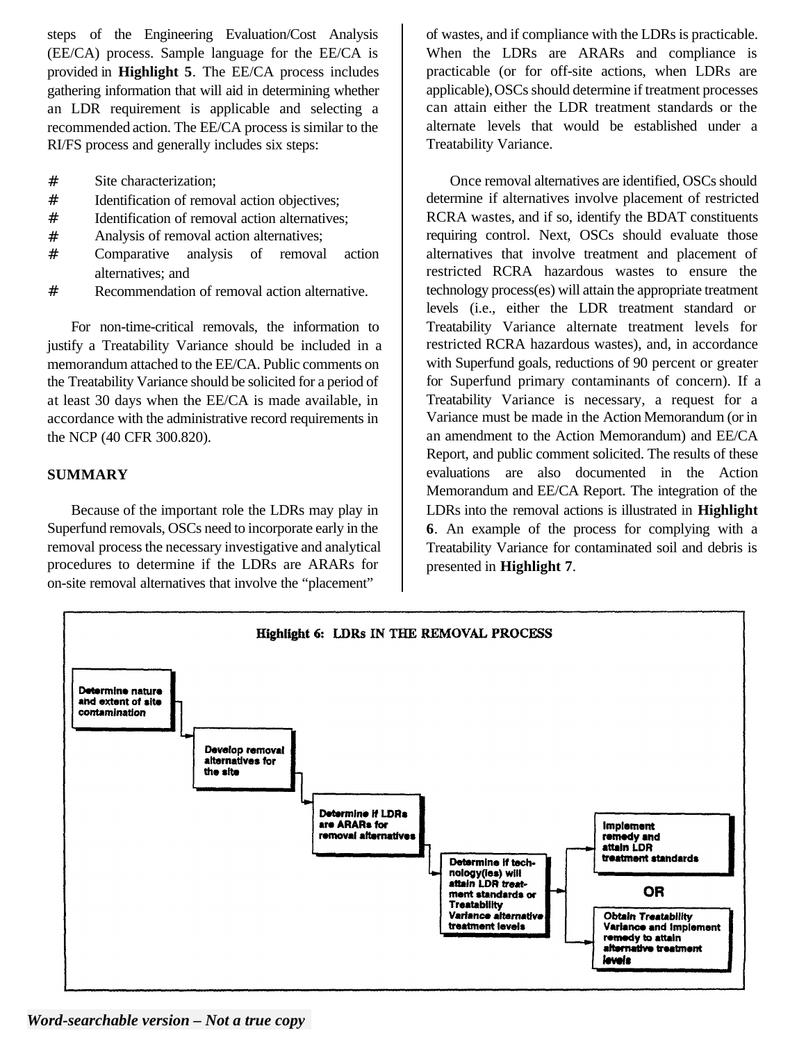steps of the Engineering Evaluation/Cost Analysis (EE/CA) process. Sample language for the EE/CA is provided in **Highlight 5**. The EE/CA process includes gathering information that will aid in determining whether an LDR requirement is applicable and selecting a recommended action. The EE/CA process is similar to the RI/FS process and generally includes six steps:

- Site characterization;
- Identification of removal action objectives;
- Identification of removal action alternatives;
- Analysis of removal action alternatives;
- Comparative analysis of removal action alternatives; and
- Recommendation of removal action alternative.

For non-time-critical removals, the information to justify a Treatability Variance should be included in a memorandum attached to the EE/CA. Public comments on the Treatability Variance should be solicited for a period of at least 30 days when the EE/CA is made available, in accordance with the administrative record requirements in the NCP (40 CFR 300.820).

**SUMMARY**

Because of the important role the LDRs may play in Superfund removals, OSCs need to incorporate early in the removal process the necessary investigative and analytical procedures to determine if the LDRs are ARARs for on-site removal alternatives that involve the "placement" of wastes, and if compliance with the LDRs is practicable. When the LDRs are ARARs and compliance is practicable (or for off-site actions, when LDRs are applicable), OSCs should determine if treatment processes can attain either the LDR treatment standards or the alternate levels that would be established under a Treatability Variance.

Once removal alternatives are identified, OSCs should determine if alternatives involve placement of restricted RCRA wastes, and if so, identify the BDAT constituents requiring control. Next, OSCs should evaluate those alternatives that involve treatment and placement of restricted RCRA hazardous wastes to ensure the technology process(es) will attain the appropriate treatment levels (i.e., either the LDR treatment standard or Treatability Variance alternate treatment levels for restricted RCRA hazardous wastes), and, in accordance with Superfund goals, reductions of 90 percent or greater for Superfund primary contaminants of concern). If a Treatability Variance is necessary, a request for a Variance must be made in the Action Memorandum (or in an amendment to the Action Memorandum) and EE/CA Report, and public comment solicited. The results of these evaluations are also documented in the Action Memorandum and EE/CA Report. The integration of the LDRs into the removal actions is illustrated in **Highlight 6**. An example of the process for complying with a Treatability Variance for contaminated soil and debris is presented in **Highlight 7**.

**Highlight 6: LDRs IN THE REMOVAL PROCESS**

Determine nature and extent of site contamination → Develop removal alternatives for the site → Determine if LDRs are ARARs for removal alternatives → Determine if technology(ies) will attain LDR treatment standards or Treatability Variance alternative treatment levels → Implement remedy and attain LDR treatment standards **OR** *Obtain Treatability* Variance and implement remedy to attain alternative treatment levels

***Word-searchable version – Not a true copy***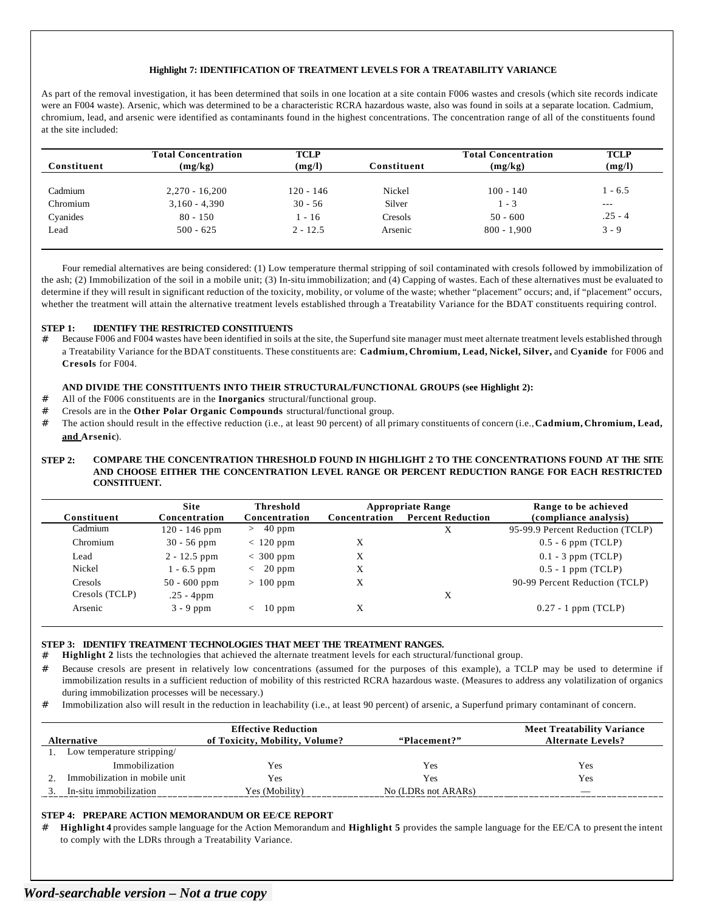#### Highlight 7: IDENTIFICATION OF TREATMENT LEVELS FOR A TREATABILITY VARIANCE

As part of the removal investigation, it has been determined that soils in one location at a site contain F006 wastes and cresols (which site records indicate were an F004 waste). Arsenic, which was determined to be a characteristic RCRA hazardous waste, also was found in soils at a separate location. Cadmium, chromium, lead, and arsenic were identified as contaminants found in the highest concentrations. The concentration range of all of the constituents found at the site included:

| Constituent | Total Concentration (mg/kg) | TCLP (mg/l) | Constituent | Total Concentration (mg/kg) | TCLP (mg/l) |
|---|---|---|---|---|---|
| Cadmium | 2,270 - 16,200 | 120 - 146 | Nickel | 100 - 140 | 1 - 6.5 |
| Chromium | 3,160 - 4,390 | 30 - 56 | Silver | 1 - 3 | --- |
| Cyanides | 80 - 150 | 1 - 16 | Cresols | 50 - 600 | .25 - 4 |
| Lead | 500 - 625 | 2 - 12.5 | Arsenic | 800 - 1,900 | 3 - 9 |

Four remedial alternatives are being considered: (1) Low temperature thermal stripping of soil contaminated with cresols followed by immobilization of the ash; (2) Immobilization of the soil in a mobile unit; (3) In-situ immobilization; and (4) Capping of wastes. Each of these alternatives must be evaluated to determine if they will result in significant reduction of the toxicity, mobility, or volume of the waste; whether "placement" occurs; and, if "placement" occurs, whether the treatment will attain the alternative treatment levels established through a Treatability Variance for the BDAT constituents requiring control.

**STEP 1: IDENTIFY THE RESTRICTED CONSTITUENTS**

- Because F006 and F004 wastes have been identified in soils at the site, the Superfund site manager must meet alternate treatment levels established through a Treatability Variance for the BDAT constituents. These constituents are: **Cadmium, Chromium, Lead, Nickel, Silver,** and **Cyanide** for F006 and **Cresols** for F004.

**AND DIVIDE THE CONSTITUENTS INTO THEIR STRUCTURAL/FUNCTIONAL GROUPS (see Highlight 2):**

- All of the F006 constituents are in the **Inorganics** structural/functional group.
- Cresols are in the **Other Polar Organic Compounds** structural/functional group.
- The action should result in the effective reduction (i.e., at least 90 percent) of all primary constituents of concern (i.e., **Cadmium, Chromium, Lead, and Arsenic**).

**STEP 2: COMPARE THE CONCENTRATION THRESHOLD FOUND IN HIGHLIGHT 2 TO THE CONCENTRATIONS FOUND AT THE SITE AND CHOOSE EITHER THE CONCENTRATION LEVEL RANGE OR PERCENT REDUCTION RANGE FOR EACH RESTRICTED CONSTITUENT.**

| Constituent | Site Concentration | Threshold Concentration | Appropriate Range: Concentration | Appropriate Range: Percent Reduction | Range to be achieved (compliance analysis) |
|---|---|---|---|---|---|
| Cadmium | 120 - 146 ppm | > 40 ppm | | X | 95-99.9 Percent Reduction (TCLP) |
| Chromium | 30 - 56 ppm | < 120 ppm | X | | 0.5 - 6 ppm (TCLP) |
| Lead | 2 - 12.5 ppm | < 300 ppm | X | | 0.1 - 3 ppm (TCLP) |
| Nickel | 1 - 6.5 ppm | < 20 ppm | X | | 0.5 - 1 ppm (TCLP) |
| Cresols | 50 - 600 ppm | > 100 ppm | X | | 90-99 Percent Reduction (TCLP) |
| Cresols (TCLP) | .25 - 4ppm | | | X | |
| Arsenic | 3 - 9 ppm | < 10 ppm | X | | 0.27 - 1 ppm (TCLP) |

**STEP 3: IDENTIFY TREATMENT TECHNOLOGIES THAT MEET THE TREATMENT RANGES.**

- **Highlight 2** lists the technologies that achieved the alternate treatment levels for each structural/functional group.
- Because cresols are present in relatively low concentrations (assumed for the purposes of this example), a TCLP may be used to determine if immobilization results in a sufficient reduction of mobility of this restricted RCRA hazardous waste. (Measures to address any volatilization of organics during immobilization processes will be necessary.)
- Immobilization also will result in the reduction in leachability (i.e., at least 90 percent) of arsenic, a Superfund primary contaminant of concern.

| Alternative | Effective Reduction of Toxicity, Mobility, Volume? | "Placement?" | Meet Treatability Variance Alternate Levels? |
|---|---|---|---|
| 1. Low temperature stripping/ Immobilization | Yes | Yes | Yes |
| 2. Immobilization in mobile unit | Yes | Yes | Yes |
| 3. In-situ immobilization | Yes (Mobility) | No (LDRs not ARARs) | — |

**STEP 4: PREPARE ACTION MEMORANDUM OR EE/CE REPORT**

- **Highlight 4** provides sample language for the Action Memorandum and **Highlight 5** provides the sample language for the EE/CA to present the intent to comply with the LDRs through a Treatability Variance.

*Word-searchable version – Not a true copy*